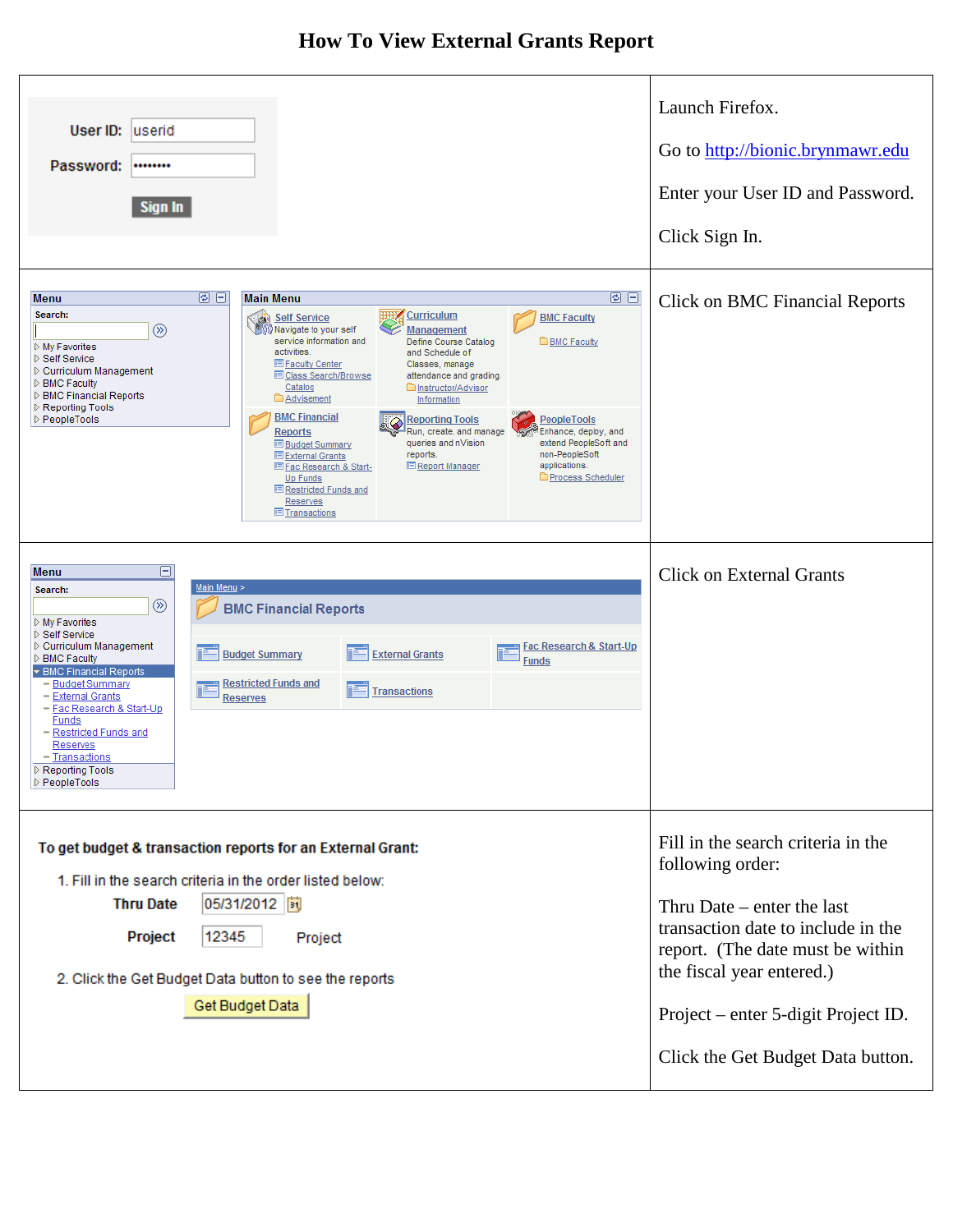# How To View External Grants Report

| | |
|---|---|
| User ID: userid<br>Password: ••••••••<br>Sign In | Launch Firefox.<br><br>Go to http://bionic.brynmawr.edu<br><br>Enter your User ID and Password.<br><br>Click Sign In. |
| **Menu**<br>Search:<br>My Favorites<br>Self Service<br>Curriculum Management<br>BMC Faculty<br>BMC Financial Reports<br>Reporting Tools<br>PeopleTools<br><br>**Main Menu**<br>Self Service – Navigate to your self service information and activities. (Faculty Center, Class Search/Browse Catalog, Advisement)<br>Curriculum Management – Define Course Catalog and Schedule of Classes, manage attendance and grading (Instructor/Advisor Information)<br>BMC Faculty (BMC Faculty)<br>BMC Financial Reports (Budget Summary, External Grants, Fac Research & Start-Up Funds, Restricted Funds and Reserves, Transactions)<br>Reporting Tools – Run, create, and manage queries and nVision reports. (Report Manager)<br>PeopleTools – Enhance, deploy, and extend PeopleSoft and non-PeopleSoft applications. (Process Scheduler) | Click on BMC Financial Reports |
| **Menu**<br>Search:<br>My Favorites<br>Self Service<br>Curriculum Management<br>BMC Faculty<br>BMC Financial Reports<br>– Budget Summary<br>– External Grants<br>– Fac Research & Start-Up Funds<br>– Restricted Funds and Reserves<br>– Transactions<br>Reporting Tools<br>PeopleTools<br><br>Main Menu ><br>**BMC Financial Reports**<br>Budget Summary<br>External Grants<br>Fac Research & Start-Up Funds<br>Restricted Funds and Reserves<br>Transactions | Click on External Grants |
| **To get budget & transaction reports for an External Grant:**<br>1. Fill in the search criteria in the order listed below:<br>**Thru Date** 05/31/2012<br>**Project** 12345 Project<br>2. Click the Get Budget Data button to see the reports<br>Get Budget Data | Fill in the search criteria in the following order:<br><br>Thru Date – enter the last transaction date to include in the report. (The date must be within the fiscal year entered.)<br><br>Project – enter 5-digit Project ID.<br><br>Click the Get Budget Data button. |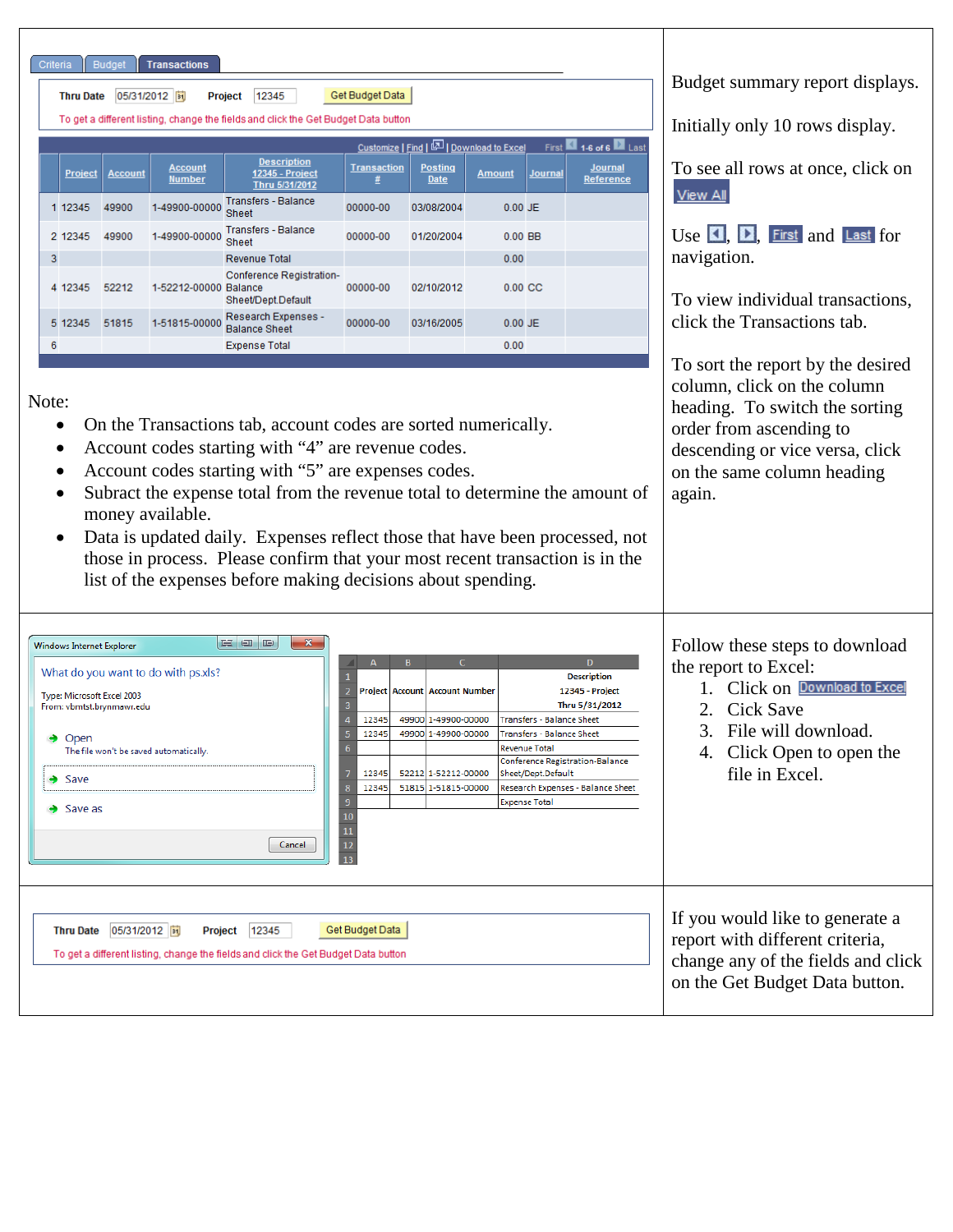Criteria | Budget | **Transactions**

**Thru Date** 05/31/2012 **Project** 12345 [Get Budget Data]

To get a different listing, change the fields and click the Get Budget Data button

Customize | Find | Download to Excel — First 1-6 of 6 Last

| | Project | Account | Account Number | Description 12345 - Project Thru 5/31/2012 | Transaction # | Posting Date | Amount | Journal | Journal Reference |
|---|---|---|---|---|---|---|---|---|---|
| 1 | 12345 | 49900 | 1-49900-00000 | Transfers - Balance Sheet | 00000-00 | 03/08/2004 | 0.00 | JE | |
| 2 | 12345 | 49900 | 1-49900-00000 | Transfers - Balance Sheet | 00000-00 | 01/20/2004 | 0.00 | BB | |
| 3 | | | | Revenue Total | | | 0.00 | | |
| 4 | 12345 | 52212 | 1-52212-00000 | Conference Registration-Balance Sheet/Dept.Default | 00000-00 | 02/10/2012 | 0.00 | CC | |
| 5 | 12345 | 51815 | 1-51815-00000 | Research Expenses - Balance Sheet | 00000-00 | 03/16/2005 | 0.00 | JE | |
| 6 | | | | Expense Total | | | 0.00 | | |

Budget summary report displays.

Initially only 10 rows display.

To see all rows at once, click on View All

Use ◀, ▶, First and Last for navigation.

To view individual transactions, click the Transactions tab.

To sort the report by the desired column, click on the column heading. To switch the sorting order from ascending to descending or vice versa, click on the same column heading again.

Note:

- On the Transactions tab, account codes are sorted numerically.
- Account codes starting with "4" are revenue codes.
- Account codes starting with "5" are expenses codes.
- Subract the expense total from the revenue total to determine the amount of money available.
- Data is updated daily. Expenses reflect those that have been processed, not those in process. Please confirm that your most recent transaction is in the list of the expenses before making decisions about spending.

Windows Internet Explorer

What do you want to do with ps.xls?

Type: Microsoft Excel 2003
From: vbmtst.brynmawr.edu

Open
The file won't be saved automatically.

Save

Save as

Cancel

| | A | B | C | D |
|---|---|---|---|---|
| 1 | | | | Description |
| 2 | Project | Account | Account Number | 12345 - Project |
| 3 | | | | Thru 5/31/2012 |
| 4 | 12345 | 49900 | 1-49900-00000 | Transfers - Balance Sheet |
| 5 | 12345 | 49900 | 1-49900-00000 | Transfers - Balance Sheet |
| 6 | | | | Revenue Total |
| 7 | 12345 | 52212 | 1-52212-00000 | Conference Registration-Balance Sheet/Dept.Default |
| 8 | 12345 | 51815 | 1-51815-00000 | Research Expenses - Balance Sheet |
| 9 | | | | Expense Total |
| 10 | | | | |
| 11 | | | | |
| 12 | | | | |
| 13 | | | | |

Follow these steps to download the report to Excel:

1. Click on Download to Excel
2. Cick Save
3. File will download.
4. Click Open to open the file in Excel.

**Thru Date** 05/31/2012 **Project** 12345 [Get Budget Data]

To get a different listing, change the fields and click the Get Budget Data button

If you would like to generate a report with different criteria, change any of the fields and click on the Get Budget Data button.